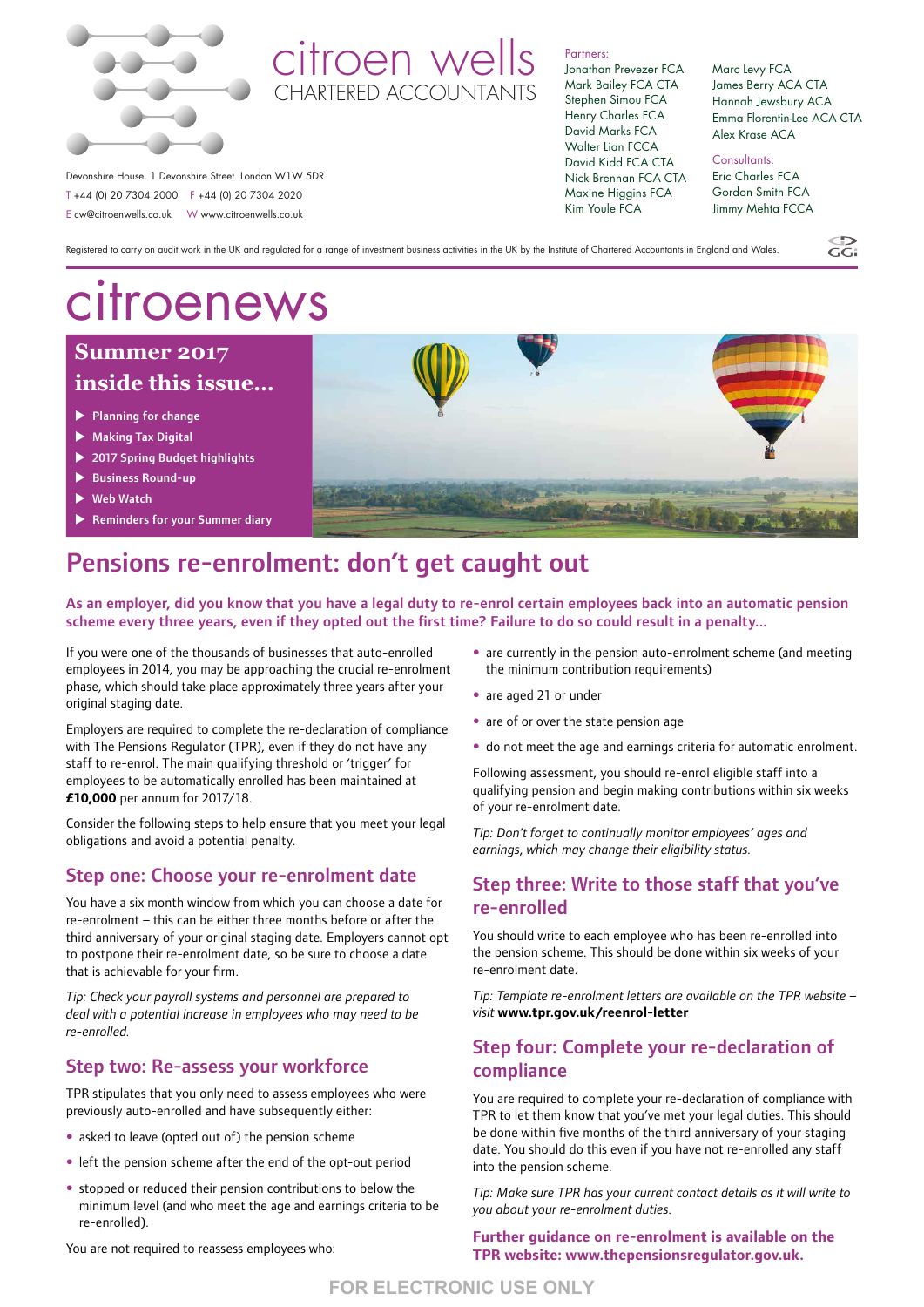citroen wells
CHARTERED ACCOUNTANTS

Devonshire House 1 Devonshire Street London W1W 5DR
T +44 (0) 20 7304 2000 F +44 (0) 20 7304 2020
E cw@citroenwells.co.uk W www.citroenwells.co.uk

Partners:
Jonathan Prevezer FCA
Mark Bailey FCA CTA
Stephen Simou FCA
Henry Charles FCA
David Marks FCA
Walter Lian FCCA
David Kidd FCA CTA
Nick Brennan FCA CTA
Maxine Higgins FCA
Kim Youle FCA
Marc Levy FCA
James Berry ACA CTA
Hannah Jewsbury ACA
Emma Florentin-Lee ACA CTA
Alex Krase ACA

Consultants:
Eric Charles FCA
Gordon Smith FCA
Jimmy Mehta FCCA

Registered to carry on audit work in the UK and regulated for a range of investment business activities in the UK by the Institute of Chartered Accountants in England and Wales.

# citroenews

## Summer 2017 inside this issue...

- Planning for change
- Making Tax Digital
- 2017 Spring Budget highlights
- Business Round-up
- Web Watch
- Reminders for your Summer diary

# Pensions re-enrolment: don't get caught out

**As an employer, did you know that you have a legal duty to re-enrol certain employees back into an automatic pension scheme every three years, even if they opted out the first time? Failure to do so could result in a penalty...**

If you were one of the thousands of businesses that auto-enrolled employees in 2014, you may be approaching the crucial re-enrolment phase, which should take place approximately three years after your original staging date.

Employers are required to complete the re-declaration of compliance with The Pensions Regulator (TPR), even if they do not have any staff to re-enrol. The main qualifying threshold or 'trigger' for employees to be automatically enrolled has been maintained at **£10,000** per annum for 2017/18.

Consider the following steps to help ensure that you meet your legal obligations and avoid a potential penalty.

## Step one: Choose your re-enrolment date

You have a six month window from which you can choose a date for re-enrolment – this can be either three months before or after the third anniversary of your original staging date. Employers cannot opt to postpone their re-enrolment date, so be sure to choose a date that is achievable for your firm.

*Tip: Check your payroll systems and personnel are prepared to deal with a potential increase in employees who may need to be re-enrolled.*

## Step two: Re-assess your workforce

TPR stipulates that you only need to assess employees who were previously auto-enrolled and have subsequently either:

- asked to leave (opted out of) the pension scheme
- left the pension scheme after the end of the opt-out period
- stopped or reduced their pension contributions to below the minimum level (and who meet the age and earnings criteria to be re-enrolled).

You are not required to reassess employees who:

- are currently in the pension auto-enrolment scheme (and meeting the minimum contribution requirements)
- are aged 21 or under
- are of or over the state pension age
- do not meet the age and earnings criteria for automatic enrolment.

Following assessment, you should re-enrol eligible staff into a qualifying pension and begin making contributions within six weeks of your re-enrolment date.

*Tip: Don't forget to continually monitor employees' ages and earnings, which may change their eligibility status.*

## Step three: Write to those staff that you've re-enrolled

You should write to each employee who has been re-enrolled into the pension scheme. This should be done within six weeks of your re-enrolment date.

*Tip: Template re-enrolment letters are available on the TPR website – visit* **www.tpr.gov.uk/reenrol-letter**

## Step four: Complete your re-declaration of compliance

You are required to complete your re-declaration of compliance with TPR to let them know that you've met your legal duties. This should be done within five months of the third anniversary of your staging date. You should do this even if you have not re-enrolled any staff into the pension scheme.

*Tip: Make sure TPR has your current contact details as it will write to you about your re-enrolment duties.*

**Further guidance on re-enrolment is available on the TPR website: www.thepensionsregulator.gov.uk.**

FOR ELECTRONIC USE ONLY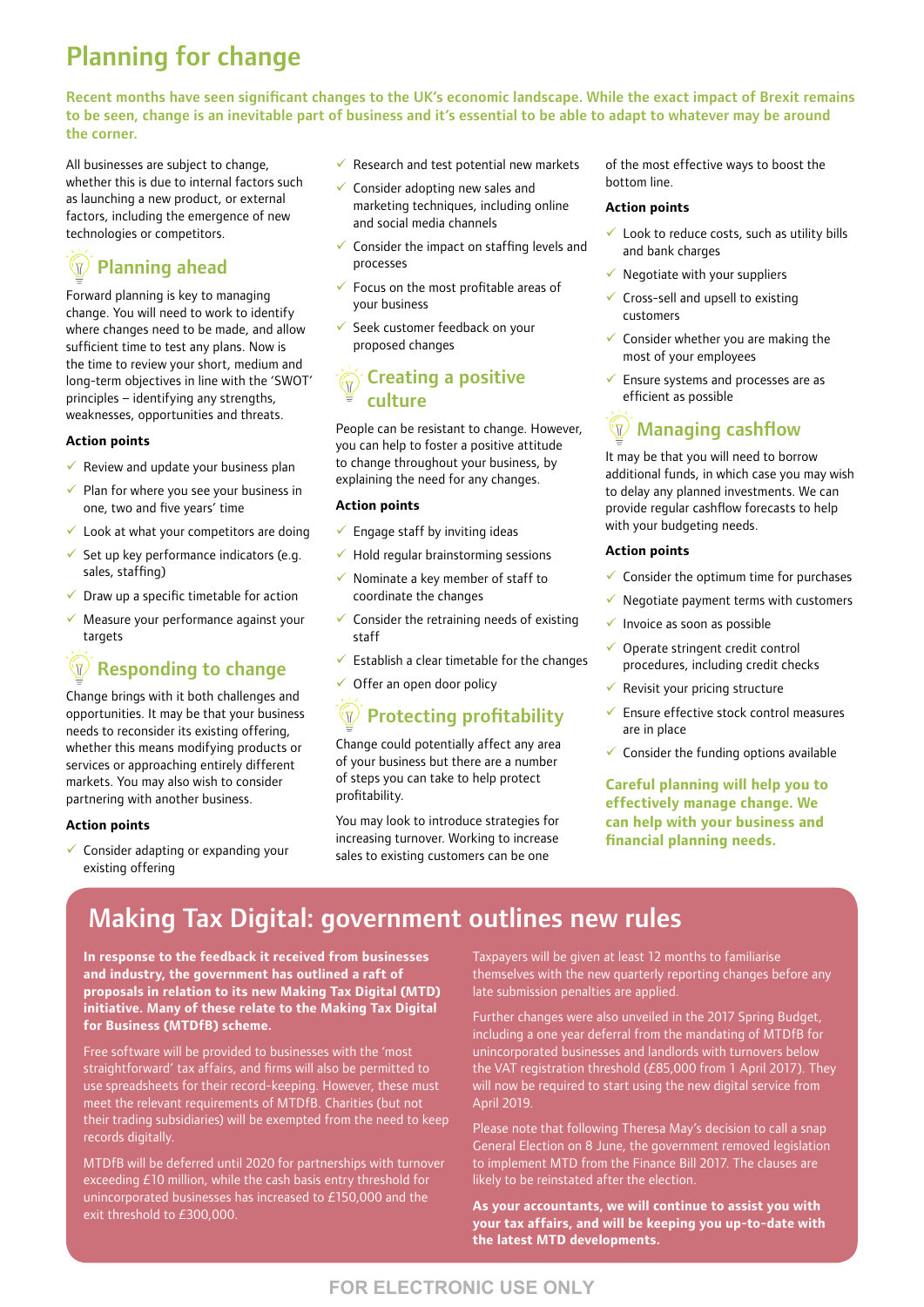# Planning for change

**Recent months have seen significant changes to the UK's economic landscape. While the exact impact of Brexit remains to be seen, change is an inevitable part of business and it's essential to be able to adapt to whatever may be around the corner.**

All businesses are subject to change, whether this is due to internal factors such as launching a new product, or external factors, including the emergence of new technologies or competitors.

## Planning ahead

Forward planning is key to managing change. You will need to work to identify where changes need to be made, and allow sufficient time to test any plans. Now is the time to review your short, medium and long-term objectives in line with the 'SWOT' principles – identifying any strengths, weaknesses, opportunities and threats.

**Action points**

- Review and update your business plan
- Plan for where you see your business in one, two and five years' time
- Look at what your competitors are doing
- Set up key performance indicators (e.g. sales, staffing)
- Draw up a specific timetable for action
- Measure your performance against your targets

## Responding to change

Change brings with it both challenges and opportunities. It may be that your business needs to reconsider its existing offering, whether this means modifying products or services or approaching entirely different markets. You may also wish to consider partnering with another business.

**Action points**

- Consider adapting or expanding your existing offering
- Research and test potential new markets
- Consider adopting new sales and marketing techniques, including online and social media channels
- Consider the impact on staffing levels and processes
- Focus on the most profitable areas of your business
- Seek customer feedback on your proposed changes

## Creating a positive culture

People can be resistant to change. However, you can help to foster a positive attitude to change throughout your business, by explaining the need for any changes.

**Action points**

- Engage staff by inviting ideas
- Hold regular brainstorming sessions
- Nominate a key member of staff to coordinate the changes
- Consider the retraining needs of existing staff
- Establish a clear timetable for the changes
- Offer an open door policy

## Protecting profitability

Change could potentially affect any area of your business but there are a number of steps you can take to help protect profitability.

You may look to introduce strategies for increasing turnover. Working to increase sales to existing customers can be one of the most effective ways to boost the bottom line.

**Action points**

- Look to reduce costs, such as utility bills and bank charges
- Negotiate with your suppliers
- Cross-sell and upsell to existing customers
- Consider whether you are making the most of your employees
- Ensure systems and processes are as efficient as possible

## Managing cashflow

It may be that you will need to borrow additional funds, in which case you may wish to delay any planned investments. We can provide regular cashflow forecasts to help with your budgeting needs.

**Action points**

- Consider the optimum time for purchases
- Negotiate payment terms with customers
- Invoice as soon as possible
- Operate stringent credit control procedures, including credit checks
- Revisit your pricing structure
- Ensure effective stock control measures are in place
- Consider the funding options available

**Careful planning will help you to effectively manage change. We can help with your business and financial planning needs.**

# Making Tax Digital: government outlines new rules

**In response to the feedback it received from businesses and industry, the government has outlined a raft of proposals in relation to its new Making Tax Digital (MTD) initiative. Many of these relate to the Making Tax Digital for Business (MTDfB) scheme.**

Free software will be provided to businesses with the 'most straightforward' tax affairs, and firms will also be permitted to use spreadsheets for their record-keeping. However, these must meet the relevant requirements of MTDfB. Charities (but not their trading subsidiaries) will be exempted from the need to keep records digitally.

MTDfB will be deferred until 2020 for partnerships with turnover exceeding £10 million, while the cash basis entry threshold for unincorporated businesses has increased to £150,000 and the exit threshold to £300,000.

Taxpayers will be given at least 12 months to familiarise themselves with the new quarterly reporting changes before any late submission penalties are applied.

Further changes were also unveiled in the 2017 Spring Budget, including a one year deferral from the mandating of MTDfB for unincorporated businesses and landlords with turnovers below the VAT registration threshold (£85,000 from 1 April 2017). They will now be required to start using the new digital service from April 2019.

Please note that following Theresa May's decision to call a snap General Election on 8 June, the government removed legislation to implement MTD from the Finance Bill 2017. The clauses are likely to be reinstated after the election.

**As your accountants, we will continue to assist you with your tax affairs, and will be keeping you up-to-date with the latest MTD developments.**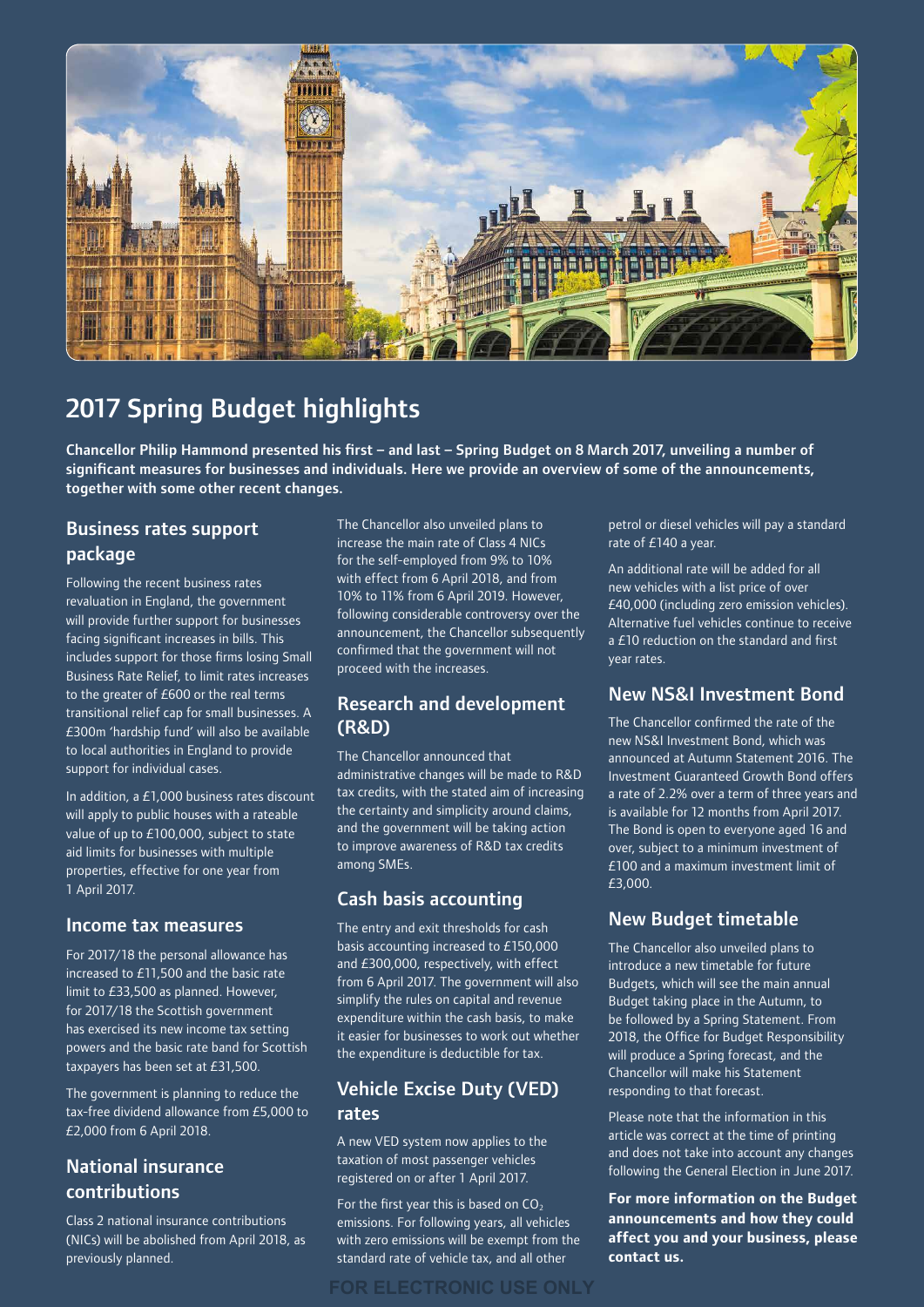# 2017 Spring Budget highlights

**Chancellor Philip Hammond presented his first – and last – Spring Budget on 8 March 2017, unveiling a number of significant measures for businesses and individuals. Here we provide an overview of some of the announcements, together with some other recent changes.**

## Business rates support package

Following the recent business rates revaluation in England, the government will provide further support for businesses facing significant increases in bills. This includes support for those firms losing Small Business Rate Relief, to limit rates increases to the greater of £600 or the real terms transitional relief cap for small businesses. A £300m 'hardship fund' will also be available to local authorities in England to provide support for individual cases.

In addition, a £1,000 business rates discount will apply to public houses with a rateable value of up to £100,000, subject to state aid limits for businesses with multiple properties, effective for one year from 1 April 2017.

## Income tax measures

For 2017/18 the personal allowance has increased to £11,500 and the basic rate limit to £33,500 as planned. However, for 2017/18 the Scottish government has exercised its new income tax setting powers and the basic rate band for Scottish taxpayers has been set at £31,500.

The government is planning to reduce the tax-free dividend allowance from £5,000 to £2,000 from 6 April 2018.

## National insurance contributions

Class 2 national insurance contributions (NICs) will be abolished from April 2018, as previously planned.

The Chancellor also unveiled plans to increase the main rate of Class 4 NICs for the self-employed from 9% to 10% with effect from 6 April 2018, and from 10% to 11% from 6 April 2019. However, following considerable controversy over the announcement, the Chancellor subsequently confirmed that the government will not proceed with the increases.

## Research and development (R&D)

The Chancellor announced that administrative changes will be made to R&D tax credits, with the stated aim of increasing the certainty and simplicity around claims, and the government will be taking action to improve awareness of R&D tax credits among SMEs.

## Cash basis accounting

The entry and exit thresholds for cash basis accounting increased to £150,000 and £300,000, respectively, with effect from 6 April 2017. The government will also simplify the rules on capital and revenue expenditure within the cash basis, to make it easier for businesses to work out whether the expenditure is deductible for tax.

## Vehicle Excise Duty (VED) rates

A new VED system now applies to the taxation of most passenger vehicles registered on or after 1 April 2017.

For the first year this is based on $CO_2$ emissions. For following years, all vehicles with zero emissions will be exempt from the standard rate of vehicle tax, and all other petrol or diesel vehicles will pay a standard rate of £140 a year.

An additional rate will be added for all new vehicles with a list price of over £40,000 (including zero emission vehicles). Alternative fuel vehicles continue to receive a £10 reduction on the standard and first year rates.

## New NS&I Investment Bond

The Chancellor confirmed the rate of the new NS&I Investment Bond, which was announced at Autumn Statement 2016. The Investment Guaranteed Growth Bond offers a rate of 2.2% over a term of three years and is available for 12 months from April 2017. The Bond is open to everyone aged 16 and over, subject to a minimum investment of £100 and a maximum investment limit of £3,000.

## New Budget timetable

The Chancellor also unveiled plans to introduce a new timetable for future Budgets, which will see the main annual Budget taking place in the Autumn, to be followed by a Spring Statement. From 2018, the Office for Budget Responsibility will produce a Spring forecast, and the Chancellor will make his Statement responding to that forecast.

Please note that the information in this article was correct at the time of printing and does not take into account any changes following the General Election in June 2017.

**For more information on the Budget announcements and how they could affect you and your business, please contact us.**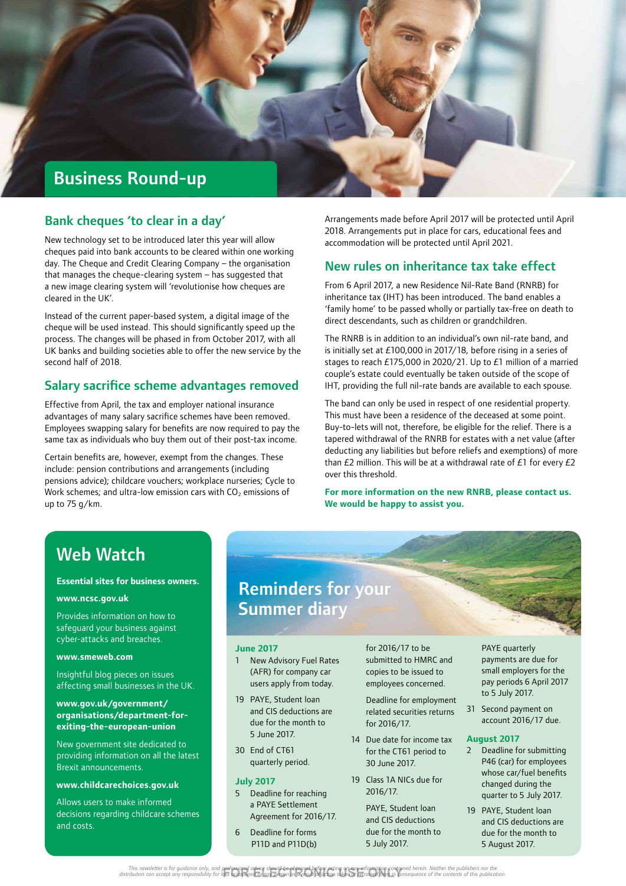# Business Round-up

## Bank cheques 'to clear in a day'

New technology set to be introduced later this year will allow cheques paid into bank accounts to be cleared within one working day. The Cheque and Credit Clearing Company – the organisation that manages the cheque-clearing system – has suggested that a new image clearing system will 'revolutionise how cheques are cleared in the UK'.

Instead of the current paper-based system, a digital image of the cheque will be used instead. This should significantly speed up the process. The changes will be phased in from October 2017, with all UK banks and building societies able to offer the new service by the second half of 2018.

## Salary sacrifice scheme advantages removed

Effective from April, the tax and employer national insurance advantages of many salary sacrifice schemes have been removed. Employees swapping salary for benefits are now required to pay the same tax as individuals who buy them out of their post-tax income.

Certain benefits are, however, exempt from the changes. These include: pension contributions and arrangements (including pensions advice); childcare vouchers; workplace nurseries; Cycle to Work schemes; and ultra-low emission cars with $CO_2$ emissions of up to 75 g/km.

Arrangements made before April 2017 will be protected until April 2018. Arrangements put in place for cars, educational fees and accommodation will be protected until April 2021.

## New rules on inheritance tax take effect

From 6 April 2017, a new Residence Nil-Rate Band (RNRB) for inheritance tax (IHT) has been introduced. The band enables a 'family home' to be passed wholly or partially tax-free on death to direct descendants, such as children or grandchildren.

The RNRB is in addition to an individual's own nil-rate band, and is initially set at £100,000 in 2017/18, before rising in a series of stages to reach £175,000 in 2020/21. Up to £1 million of a married couple's estate could eventually be taken outside of the scope of IHT, providing the full nil-rate bands are available to each spouse.

The band can only be used in respect of one residential property. This must have been a residence of the deceased at some point. Buy-to-lets will not, therefore, be eligible for the relief. There is a tapered withdrawal of the RNRB for estates with a net value (after deducting any liabilities but before reliefs and exemptions) of more than £2 million. This will be at a withdrawal rate of £1 for every £2 over this threshold.

**For more information on the new RNRB, please contact us. We would be happy to assist you.**

## Web Watch

**Essential sites for business owners.**

**www.ncsc.gov.uk**

Provides information on how to safeguard your business against cyber-attacks and breaches.

**www.smeweb.com**

Insightful blog pieces on issues affecting small businesses in the UK.

**www.gov.uk/government/organisations/department-for-exiting-the-european-union**

New government site dedicated to providing information on all the latest Brexit announcements.

**www.childcarechoices.gov.uk**

Allows users to make informed decisions regarding childcare schemes and costs.

## Reminders for your Summer diary

### June 2017

- 1 New Advisory Fuel Rates (AFR) for company car users apply from today.
- 19 PAYE, Student loan and CIS deductions are due for the month to 5 June 2017.
- 30 End of CT61 quarterly period.

### July 2017

- 5 Deadline for reaching a PAYE Settlement Agreement for 2016/17.
- 6 Deadline for forms P11D and P11D(b) for 2016/17 to be submitted to HMRC and copies to be issued to employees concerned.

  Deadline for employment related securities returns for 2016/17.
- 14 Due date for income tax for the CT61 period to 30 June 2017.
- 19 Class 1A NICs due for 2016/17.

  PAYE, Student loan and CIS deductions due for the month to 5 July 2017.

  PAYE quarterly payments are due for small employers for the pay periods 6 April 2017 to 5 July 2017.
- 31 Second payment on account 2016/17 due.

### August 2017

- 2 Deadline for submitting P46 (car) for employees whose car/fuel benefits changed during the quarter to 5 July 2017.
- 19 PAYE, Student loan and CIS deductions are due for the month to 5 August 2017.

*This newsletter is for guidance only, and professional advice should be obtained before acting on any information contained herein. Neither the publishers nor the distributors can accept any responsibility for loss occasioned to any person as a result of action taken or refrained from in consequence of the contents of this publication.*